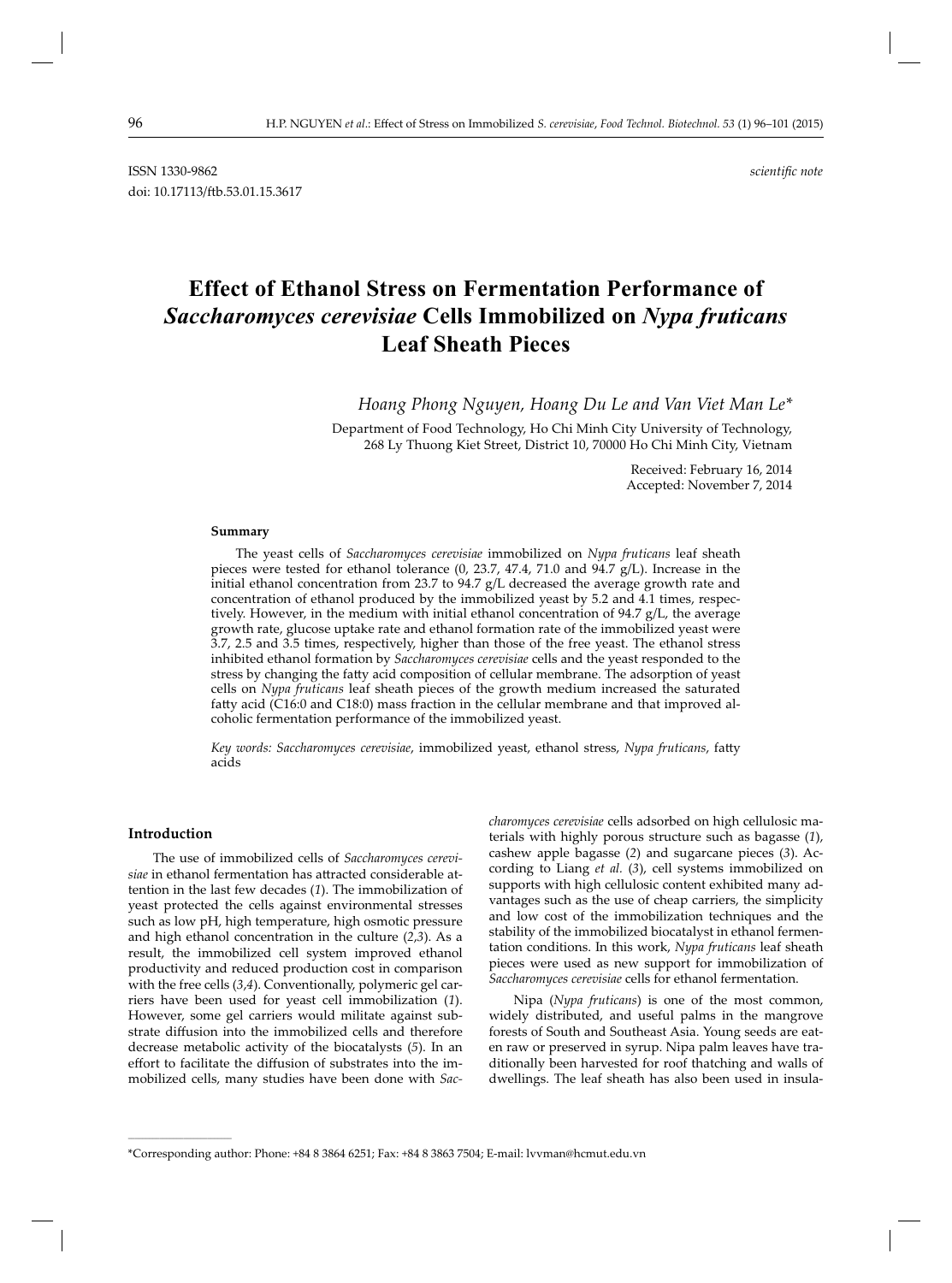ISSN 1330-9862 *scientific note*

doi: 10.17113/ftb.53.01.15.3617

# Effect of Ethanol Stress on Fermentation Performance of *Saccharomyces cerevisiae* Cells Immobilized on *Nypa fruticans* Leaf Sheath Pieces

*Hoang Phong Nguyen, Hoang Du Le and Van Viet Man Le\**

Department of Food Technology, Ho Chi Minh City University of Technology, 268 Ly Thuong Kiet Street, District 10, 70000 Ho Chi Minh City, Vietnam

Received: February 16, 2014
Accepted: November 7, 2014

## Summary

The yeast cells of *Saccharomyces cerevisiae* immobilized on *Nypa fruticans* leaf sheath pieces were tested for ethanol tolerance (0, 23.7, 47.4, 71.0 and 94.7 g/L). Increase in the initial ethanol concentration from 23.7 to 94.7 g/L decreased the average growth rate and concentration of ethanol produced by the immobilized yeast by 5.2 and 4.1 times, respectively. However, in the medium with initial ethanol concentration of 94.7 g/L, the average growth rate, glucose uptake rate and ethanol formation rate of the immobilized yeast were 3.7, 2.5 and 3.5 times, respectively, higher than those of the free yeast. The ethanol stress inhibited ethanol formation by *Saccharomyces cerevisiae* cells and the yeast responded to the stress by changing the fatty acid composition of cellular membrane. The adsorption of yeast cells on *Nypa fruticans* leaf sheath pieces of the growth medium increased the saturated fatty acid (C16:0 and C18:0) mass fraction in the cellular membrane and that improved alcoholic fermentation performance of the immobilized yeast.

*Key words: Saccharomyces cerevisiae*, immobilized yeast, ethanol stress, *Nypa fruticans*, fatty acids

## Introduction

The use of immobilized cells of *Saccharomyces cerevisiae* in ethanol fermentation has attracted considerable attention in the last few decades (*1*). The immobilization of yeast protected the cells against environmental stresses such as low pH, high temperature, high osmotic pressure and high ethanol concentration in the culture (*2*,*3*). As a result, the immobilized cell system improved ethanol productivity and reduced production cost in comparison with the free cells (*3*,*4*). Conventionally, polymeric gel carriers have been used for yeast cell immobilization (*1*). However, some gel carriers would militate against substrate diffusion into the immobilized cells and therefore decrease metabolic activity of the biocatalysts (*5*). In an effort to facilitate the diffusion of substrates into the immobilized cells, many studies have been done with *Saccharomyces cerevisiae* cells adsorbed on high cellulosic materials with highly porous structure such as bagasse (*1*), cashew apple bagasse (*2*) and sugarcane pieces (*3*). According to Liang *et al.* (*3*), cell systems immobilized on supports with high cellulosic content exhibited many advantages such as the use of cheap carriers, the simplicity and low cost of the immobilization techniques and the stability of the immobilized biocatalyst in ethanol fermentation conditions. In this work, *Nypa fruticans* leaf sheath pieces were used as new support for immobilization of *Saccharomyces cerevisiae* cells for ethanol fermentation.

Nipa (*Nypa fruticans*) is one of the most common, widely distributed, and useful palms in the mangrove forests of South and Southeast Asia. Young seeds are eaten raw or preserved in syrup. Nipa palm leaves have traditionally been harvested for roof thatching and walls of dwellings. The leaf sheath has also been used in insula-

\*Corresponding author: Phone: +84 8 3864 6251; Fax: +84 8 3863 7504; E-mail: lvvman@hcmut.edu.vn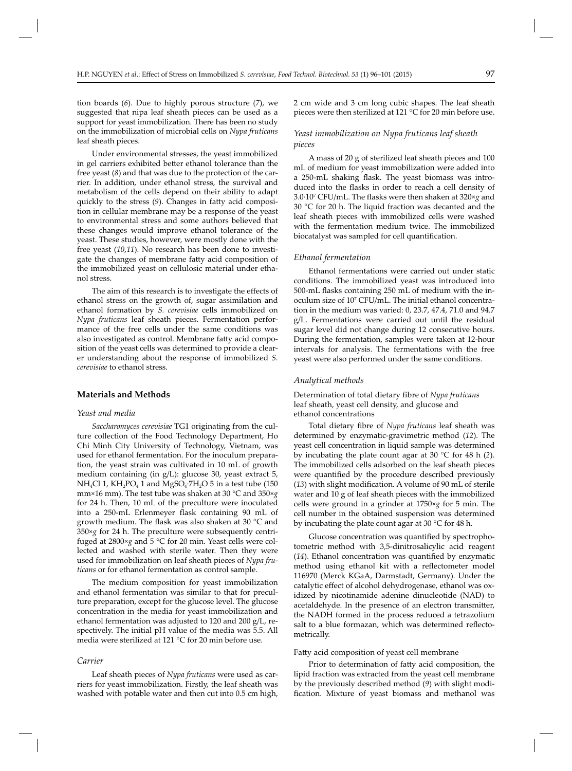tion boards (*6*). Due to highly porous structure (*7*), we suggested that nipa leaf sheath pieces can be used as a support for yeast immobilization. There has been no study on the immobilization of microbial cells on *Nypa fruticans* leaf sheath pieces.

Under environmental stresses, the yeast immobilized in gel carriers exhibited better ethanol tolerance than the free yeast (*8*) and that was due to the protection of the carrier. In addition, under ethanol stress, the survival and metabolism of the cells depend on their ability to adapt quickly to the stress (*9*). Changes in fatty acid composition in cellular membrane may be a response of the yeast to environmental stress and some authors believed that these changes would improve ethanol tolerance of the yeast. These studies, however, were mostly done with the free yeast (*10*,*11*). No research has been done to investigate the changes of membrane fatty acid composition of the immobilized yeast on cellulosic material under ethanol stress.

The aim of this research is to investigate the effects of ethanol stress on the growth of, sugar assimilation and ethanol formation by *S. cerevisiae* cells immobilized on *Nypa fruticans* leaf sheath pieces. Fermentation performance of the free cells under the same conditions was also investigated as control. Membrane fatty acid composition of the yeast cells was determined to provide a clearer understanding about the response of immobilized *S. cerevisiae* to ethanol stress.

## Materials and Methods

### Yeast and media

*Saccharomyces cerevisiae* TG1 originating from the culture collection of the Food Technology Department, Ho Chi Minh City University of Technology, Vietnam, was used for ethanol fermentation. For the inoculum preparation, the yeast strain was cultivated in 10 mL of growth medium containing (in g/L): glucose 30, yeast extract 5, $NH_4Cl$ 1, $KH_2PO_4$ 1 and $MgSO_4 \cdot 7H_2O$ 5 in a test tube (150 mm×16 mm). The test tube was shaken at 30 °C and 350×*g* for 24 h. Then, 10 mL of the preculture were inoculated into a 250-mL Erlenmeyer flask containing 90 mL of growth medium. The flask was also shaken at 30 °C and 350×*g* for 24 h. The preculture were subsequently centrifuged at 2800×*g* and 5 °C for 20 min. Yeast cells were collected and washed with sterile water. Then they were used for immobilization on leaf sheath pieces of *Nypa fruticans* or for ethanol fermentation as control sample.

The medium composition for yeast immobilization and ethanol fermentation was similar to that for preculture preparation, except for the glucose level. The glucose concentration in the media for yeast immobilization and ethanol fermentation was adjusted to 120 and 200 g/L, respectively. The initial pH value of the media was 5.5. All media were sterilized at 121 °C for 20 min before use.

### Carrier

Leaf sheath pieces of *Nypa fruticans* were used as carriers for yeast immobilization. Firstly, the leaf sheath was washed with potable water and then cut into 0.5 cm high, 2 cm wide and 3 cm long cubic shapes. The leaf sheath pieces were then sterilized at 121 °C for 20 min before use.

### Yeast immobilization on *Nypa fruticans* leaf sheath pieces

A mass of 20 g of sterilized leaf sheath pieces and 100 mL of medium for yeast immobilization were added into a 250-mL shaking flask. The yeast biomass was introduced into the flasks in order to reach a cell density of $3.0 \cdot 10^7$ CFU/mL. The flasks were then shaken at 320×*g* and 30 °C for 20 h. The liquid fraction was decanted and the leaf sheath pieces with immobilized cells were washed with the fermentation medium twice. The immobilized biocatalyst was sampled for cell quantification.

### Ethanol fermentation

Ethanol fermentations were carried out under static conditions. The immobilized yeast was introduced into 500-mL flasks containing 250 mL of medium with the inoculum size of $10^7$ CFU/mL. The initial ethanol concentration in the medium was varied: 0, 23.7, 47.4, 71.0 and 94.7 g/L. Fermentations were carried out until the residual sugar level did not change during 12 consecutive hours. During the fermentation, samples were taken at 12-hour intervals for analysis. The fermentations with the free yeast were also performed under the same conditions.

### Analytical methods

#### Determination of total dietary fibre of *Nypa fruticans* leaf sheath, yeast cell density, and glucose and ethanol concentrations

Total dietary fibre of *Nypa fruticans* leaf sheath was determined by enzymatic-gravimetric method (*12*). The yeast cell concentration in liquid sample was determined by incubating the plate count agar at 30 °C for 48 h (*2*). The immobilized cells adsorbed on the leaf sheath pieces were quantified by the procedure described previously (*13*) with slight modification. A volume of 90 mL of sterile water and 10 g of leaf sheath pieces with the immobilized cells were ground in a grinder at 1750×*g* for 5 min. The cell number in the obtained suspension was determined by incubating the plate count agar at 30 °C for 48 h.

Glucose concentration was quantified by spectrophotometric method with 3,5-dinitrosalicylic acid reagent (*14*). Ethanol concentration was quantified by enzymatic method using ethanol kit with a reflectometer model 116970 (Merck KGaA, Darmstadt, Germany). Under the catalytic effect of alcohol dehydrogenase, ethanol was oxidized by nicotinamide adenine dinucleotide (NAD) to acetaldehyde. In the presence of an electron transmitter, the NADH formed in the process reduced a tetrazolium salt to a blue formazan, which was determined reflectometrically.

#### Fatty acid composition of yeast cell membrane

Prior to determination of fatty acid composition, the lipid fraction was extracted from the yeast cell membrane by the previously described method (*9*) with slight modification. Mixture of yeast biomass and methanol was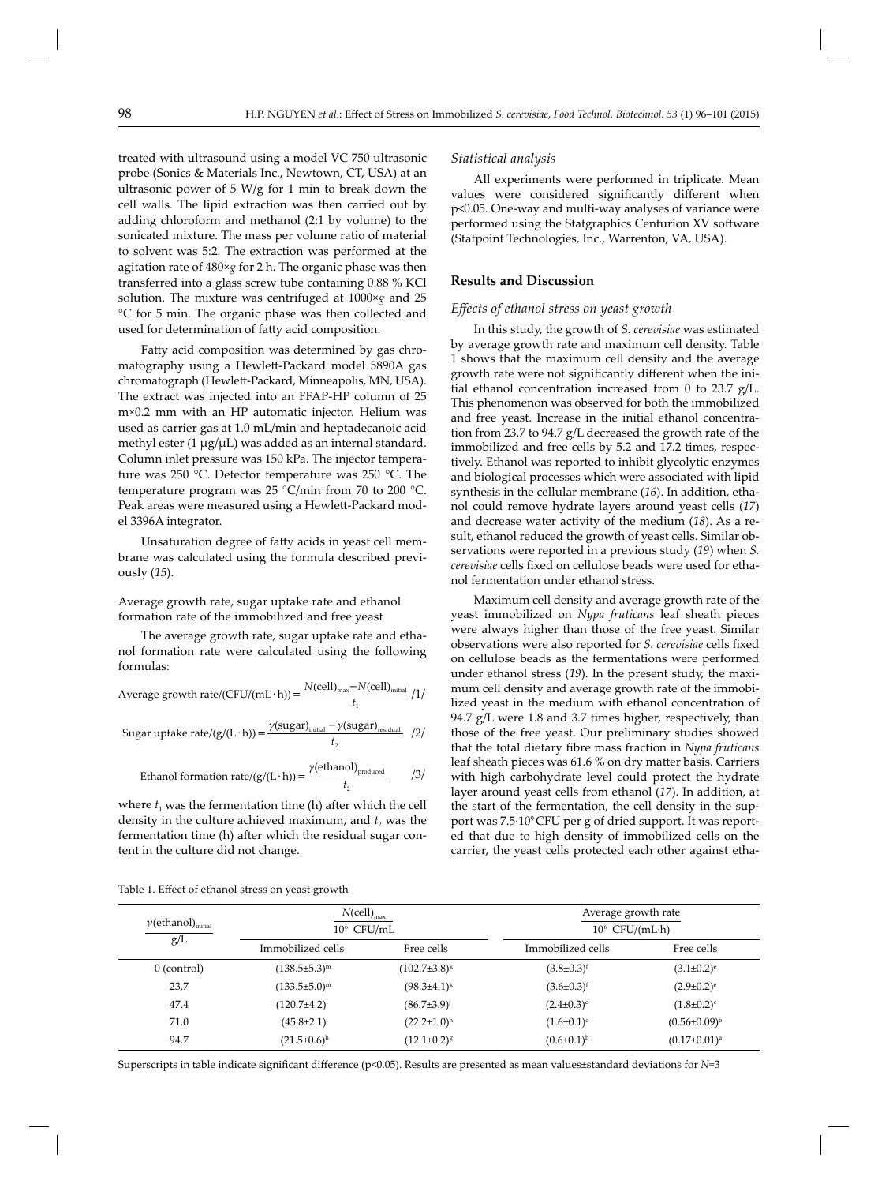treated with ultrasound using a model VC 750 ultrasonic probe (Sonics & Materials Inc., Newtown, CT, USA) at an ultrasonic power of 5 W/g for 1 min to break down the cell walls. The lipid extraction was then carried out by adding chloroform and methanol (2:1 by volume) to the sonicated mixture. The mass per volume ratio of material to solvent was 5:2. The extraction was performed at the agitation rate of 480×*g* for 2 h. The organic phase was then transferred into a glass screw tube containing 0.88 % KCl solution. The mixture was centrifuged at 1000×*g* and 25 °C for 5 min. The organic phase was then collected and used for determination of fatty acid composition.

Fatty acid composition was determined by gas chromatography using a Hewlett-Packard model 5890A gas chromatograph (Hewlett-Packard, Minneapolis, MN, USA). The extract was injected into an FFAP-HP column of 25 m×0.2 mm with an HP automatic injector. Helium was used as carrier gas at 1.0 mL/min and heptadecanoic acid methyl ester (1 μg/μL) was added as an internal standard. Column inlet pressure was 150 kPa. The injector temperature was 250 °C. Detector temperature was 250 °C. The temperature program was 25 °C/min from 70 to 200 °C. Peak areas were measured using a Hewlett-Packard model 3396A integrator.

Unsaturation degree of fatty acids in yeast cell membrane was calculated using the formula described previously (*15*).

Average growth rate, sugar uptake rate and ethanol formation rate of the immobilized and free yeast

The average growth rate, sugar uptake rate and ethanol formation rate were calculated using the following formulas:

$$\text{Average growth rate}/(\text{CFU}/(\text{mL}\cdot\text{h})) = \frac{N(\text{cell})_{\text{max}} - N(\text{cell})_{\text{initial}}}{t_1} \quad /1/$$

$$\text{Sugar uptake rate}/(\text{g}/(\text{L}\cdot\text{h})) = \frac{\gamma(\text{sugar})_{\text{initial}} - \gamma(\text{sugar})_{\text{residual}}}{t_2} \quad /2/$$

$$\text{Ethanol formation rate}/(\text{g}/(\text{L}\cdot\text{h})) = \frac{\gamma(\text{ethanol})_{\text{produced}}}{t_2} \quad /3/$$

where $t_1$ was the fermentation time (h) after which the cell density in the culture achieved maximum, and $t_2$ was the fermentation time (h) after which the residual sugar content in the culture did not change.

*Statistical analysis*

All experiments were performed in triplicate. Mean values were considered significantly different when $p<0.05$. One-way and multi-way analyses of variance were performed using the Statgraphics Centurion XV software (Statpoint Technologies, Inc., Warrenton, VA, USA).

## Results and Discussion

*Effects of ethanol stress on yeast growth*

In this study, the growth of *S. cerevisiae* was estimated by average growth rate and maximum cell density. Table 1 shows that the maximum cell density and the average growth rate were not significantly different when the initial ethanol concentration increased from 0 to 23.7 g/L. This phenomenon was observed for both the immobilized and free yeast. Increase in the initial ethanol concentration from 23.7 to 94.7 g/L decreased the growth rate of the immobilized and free cells by 5.2 and 17.2 times, respectively. Ethanol was reported to inhibit glycolytic enzymes and biological processes which were associated with lipid synthesis in the cellular membrane (*16*). In addition, ethanol could remove hydrate layers around yeast cells (*17*) and decrease water activity of the medium (*18*). As a result, ethanol reduced the growth of yeast cells. Similar observations were reported in a previous study (*19*) when *S. cerevisiae* cells fixed on cellulose beads were used for ethanol fermentation under ethanol stress.

Maximum cell density and average growth rate of the yeast immobilized on *Nypa fruticans* leaf sheath pieces were always higher than those of the free yeast. Similar observations were also reported for *S. cerevisiae* cells fixed on cellulose beads as the fermentations were performed under ethanol stress (*19*). In the present study, the maximum cell density and average growth rate of the immobilized yeast in the medium with ethanol concentration of 94.7 g/L were 1.8 and 3.7 times higher, respectively, than those of the free yeast. Our preliminary studies showed that the total dietary fibre mass fraction in *Nypa fruticans* leaf sheath pieces was 61.6 % on dry matter basis. Carriers with high carbohydrate level could protect the hydrate layer around yeast cells from ethanol (*17*). In addition, at the start of the fermentation, the cell density in the support was $7.5\cdot10^{9}$ CFU per g of dried support. It was reported that due to high density of immobilized cells on the carrier, the yeast cells protected each other against etha-

Table 1. Effect of ethanol stress on yeast growth

| $\gamma(\text{ethanol})_{\text{initial}}$ / g/L | $N(\text{cell})_{\text{max}}$ / $10^6$ CFU/mL | | Average growth rate / $10^6$ CFU/(mL·h) | |
|---|---|---|---|---|
| | Immobilized cells | Free cells | Immobilized cells | Free cells |
| 0 (control) | $(138.5\pm5.3)^{m}$ | $(102.7\pm3.8)^{k}$ | $(3.8\pm0.3)^{f}$ | $(3.1\pm0.2)^{e}$ |
| 23.7 | $(133.5\pm5.0)^{m}$ | $(98.3\pm4.1)^{k}$ | $(3.6\pm0.3)^{f}$ | $(2.9\pm0.2)^{e}$ |
| 47.4 | $(120.7\pm4.2)^{l}$ | $(86.7\pm3.9)^{j}$ | $(2.4\pm0.3)^{d}$ | $(1.8\pm0.2)^{c}$ |
| 71.0 | $(45.8\pm2.1)^{i}$ | $(22.2\pm1.0)^{h}$ | $(1.6\pm0.1)^{c}$ | $(0.56\pm0.09)^{b}$ |
| 94.7 | $(21.5\pm0.6)^{h}$ | $(12.1\pm0.2)^{g}$ | $(0.6\pm0.1)^{b}$ | $(0.17\pm0.01)^{a}$ |

Superscripts in table indicate significant difference ($p<0.05$). Results are presented as mean values±standard deviations for $N=3$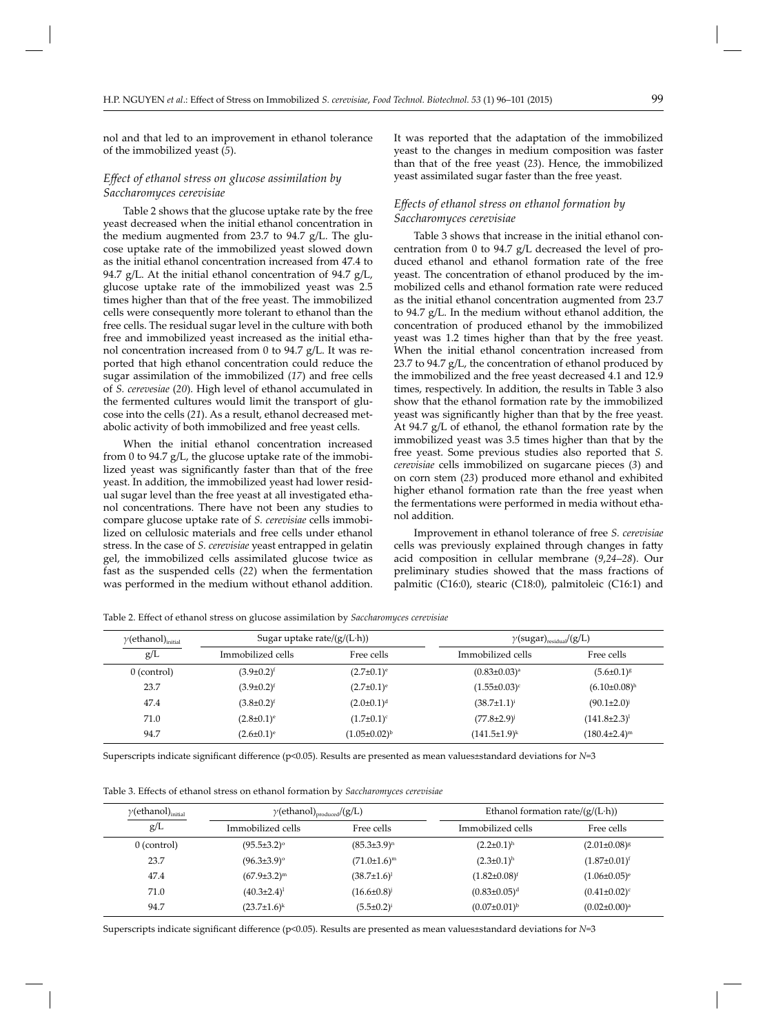nol and that led to an improvement in ethanol tolerance of the immobilized yeast (*5*).

### *Effect of ethanol stress on glucose assimilation by Saccharomyces cerevisiae*

Table 2 shows that the glucose uptake rate by the free yeast decreased when the initial ethanol concentration in the medium augmented from 23.7 to 94.7 g/L. The glucose uptake rate of the immobilized yeast slowed down as the initial ethanol concentration increased from 47.4 to 94.7 g/L. At the initial ethanol concentration of 94.7 g/L, glucose uptake rate of the immobilized yeast was 2.5 times higher than that of the free yeast. The immobilized cells were consequently more tolerant to ethanol than the free cells. The residual sugar level in the culture with both free and immobilized yeast increased as the initial ethanol concentration increased from 0 to 94.7 g/L. It was reported that high ethanol concentration could reduce the sugar assimilation of the immobilized (*17*) and free cells of *S. cerevesiae* (*20*). High level of ethanol accumulated in the fermented cultures would limit the transport of glucose into the cells (*21*). As a result, ethanol decreased metabolic activity of both immobilized and free yeast cells.

When the initial ethanol concentration increased from 0 to 94.7 g/L, the glucose uptake rate of the immobilized yeast was significantly faster than that of the free yeast. In addition, the immobilized yeast had lower residual sugar level than the free yeast at all investigated ethanol concentrations. There have not been any studies to compare glucose uptake rate of *S. cerevisiae* cells immobilized on cellulosic materials and free cells under ethanol stress. In the case of *S. cerevisiae* yeast entrapped in gelatin gel, the immobilized cells assimilated glucose twice as fast as the suspended cells (*22*) when the fermentation was performed in the medium without ethanol addition. It was reported that the adaptation of the immobilized yeast to the changes in medium composition was faster than that of the free yeast (*23*). Hence, the immobilized yeast assimilated sugar faster than the free yeast.

### *Effects of ethanol stress on ethanol formation by Saccharomyces cerevisiae*

Table 3 shows that increase in the initial ethanol concentration from 0 to 94.7 g/L decreased the level of produced ethanol and ethanol formation rate of the free yeast. The concentration of ethanol produced by the immobilized cells and ethanol formation rate were reduced as the initial ethanol concentration augmented from 23.7 to 94.7 g/L. In the medium without ethanol addition, the concentration of produced ethanol by the immobilized yeast was 1.2 times higher than that by the free yeast. When the initial ethanol concentration increased from 23.7 to 94.7 g/L, the concentration of ethanol produced by the immobilized and the free yeast decreased 4.1 and 12.9 times, respectively. In addition, the results in Table 3 also show that the ethanol formation rate by the immobilized yeast was significantly higher than that by the free yeast. At 94.7 g/L of ethanol, the ethanol formation rate by the immobilized yeast was 3.5 times higher than that by the free yeast. Some previous studies also reported that *S. cerevisiae* cells immobilized on sugarcane pieces (*3*) and on corn stem (*23*) produced more ethanol and exhibited higher ethanol formation rate than the free yeast when the fermentations were performed in media without ethanol addition.

Improvement in ethanol tolerance of free *S. cerevisiae* cells was previously explained through changes in fatty acid composition in cellular membrane (*9,24–28*). Our preliminary studies showed that the mass fractions of palmitic (C16:0), stearic (C18:0), palmitoleic (C16:1) and

Table 2. Effect of ethanol stress on glucose assimilation by *Saccharomyces cerevisiae*

| $\gamma(\text{ethanol})_{\text{initial}}$ | Sugar uptake rate/(g/(L·h)) | | $\gamma(\text{sugar})_{\text{residual}}$/(g/L) | |
|---|---|---|---|---|
| g/L | Immobilized cells | Free cells | Immobilized cells | Free cells |
| 0 (control) | $(3.9\pm0.2)^{f}$ | $(2.7\pm0.1)^{e}$ | $(0.83\pm0.03)^{a}$ | $(5.6\pm0.1)^{g}$ |
| 23.7 | $(3.9\pm0.2)^{f}$ | $(2.7\pm0.1)^{e}$ | $(1.55\pm0.03)^{c}$ | $(6.10\pm0.08)^{h}$ |
| 47.4 | $(3.8\pm0.2)^{f}$ | $(2.0\pm0.1)^{d}$ | $(38.7\pm1.1)^{i}$ | $(90.1\pm2.0)^{j}$ |
| 71.0 | $(2.8\pm0.1)^{e}$ | $(1.7\pm0.1)^{c}$ | $(77.8\pm2.9)^{j}$ | $(141.8\pm2.3)^{l}$ |
| 94.7 | $(2.6\pm0.1)^{e}$ | $(1.05\pm0.02)^{b}$ | $(141.5\pm1.9)^{k}$ | $(180.4\pm2.4)^{m}$ |

Superscripts indicate significant difference ($p<0.05$). Results are presented as mean values±standard deviations for $N=3$

Table 3. Effects of ethanol stress on ethanol formation by *Saccharomyces cerevisiae*

| $\gamma(\text{ethanol})_{\text{initial}}$ | $\gamma(\text{ethanol})_{\text{produced}}$/(g/L) | | Ethanol formation rate/(g/(L·h)) | |
|---|---|---|---|---|
| g/L | Immobilized cells | Free cells | Immobilized cells | Free cells |
| 0 (control) | $(95.5\pm3.2)^{o}$ | $(85.3\pm3.9)^{n}$ | $(2.2\pm0.1)^{h}$ | $(2.01\pm0.08)^{g}$ |
| 23.7 | $(96.3\pm3.9)^{o}$ | $(71.0\pm1.6)^{m}$ | $(2.3\pm0.1)^{h}$ | $(1.87\pm0.01)^{f}$ |
| 47.4 | $(67.9\pm3.2)^{m}$ | $(38.7\pm1.6)^{l}$ | $(1.82\pm0.08)^{f}$ | $(1.06\pm0.05)^{e}$ |
| 71.0 | $(40.3\pm2.4)^{l}$ | $(16.6\pm0.8)^{j}$ | $(0.83\pm0.05)^{d}$ | $(0.41\pm0.02)^{c}$ |
| 94.7 | $(23.7\pm1.6)^{k}$ | $(5.5\pm0.2)^{i}$ | $(0.07\pm0.01)^{b}$ | $(0.02\pm0.00)^{a}$ |

Superscripts indicate significant difference ($p<0.05$). Results are presented as mean values±standard deviations for $N=3$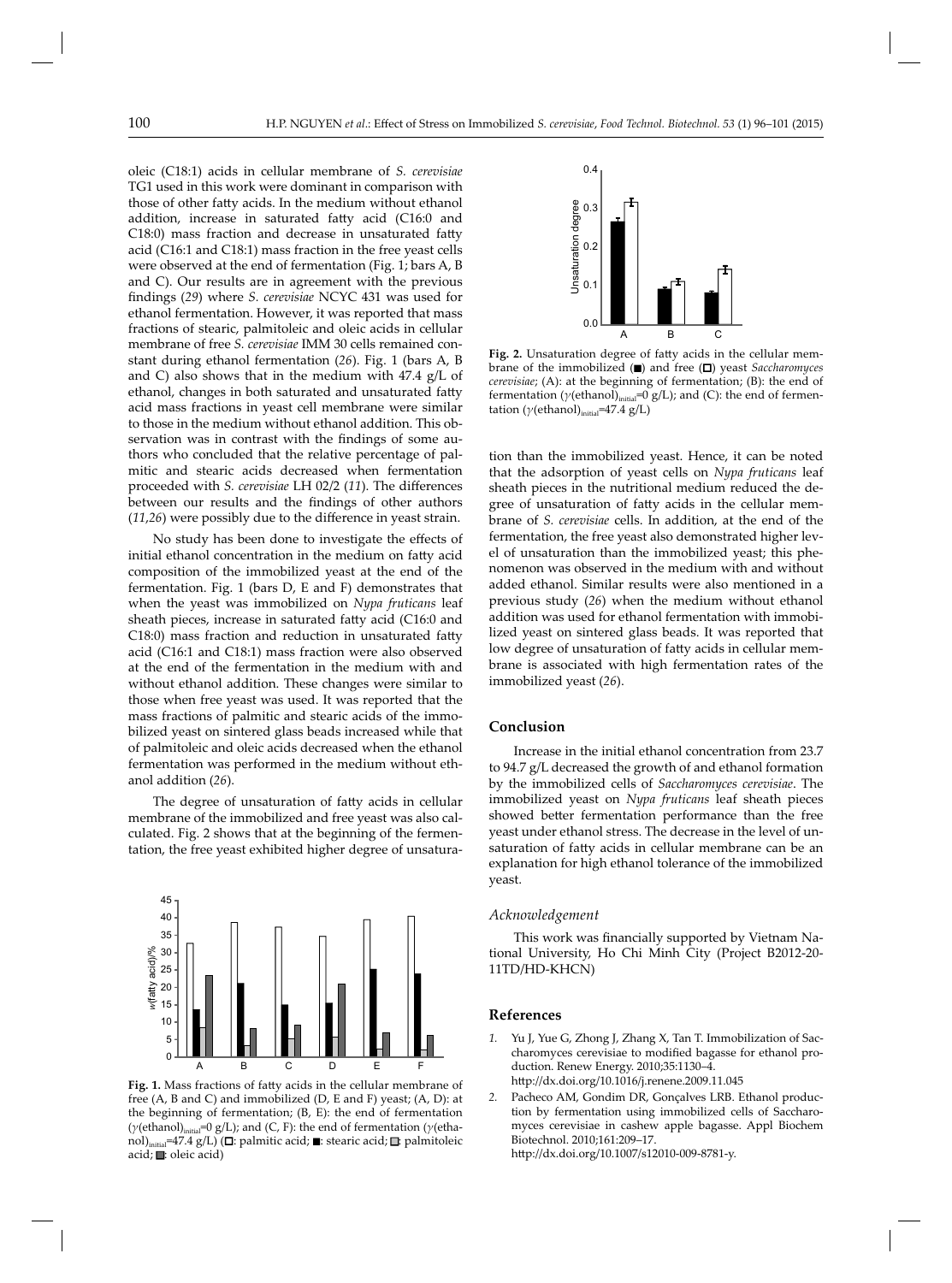oleic (C18:1) acids in cellular membrane of *S. cerevisiae* TG1 used in this work were dominant in comparison with those of other fatty acids. In the medium without ethanol addition, increase in saturated fatty acid (C16:0 and C18:0) mass fraction and decrease in unsaturated fatty acid (C16:1 and C18:1) mass fraction in the free yeast cells were observed at the end of fermentation (Fig. 1; bars A, B and C). Our results are in agreement with the previous findings (*29*) where *S. cerevisiae* NCYC 431 was used for ethanol fermentation. However, it was reported that mass fractions of stearic, palmitoleic and oleic acids in cellular membrane of free *S. cerevisiae* IMM 30 cells remained constant during ethanol fermentation (*26*). Fig. 1 (bars A, B and C) also shows that in the medium with 47.4 g/L of ethanol, changes in both saturated and unsaturated fatty acid mass fractions in yeast cell membrane were similar to those in the medium without ethanol addition. This observation was in contrast with the findings of some authors who concluded that the relative percentage of palmitic and stearic acids decreased when fermentation proceeded with *S. cerevisiae* LH 02/2 (*11*). The differences between our results and the findings of other authors (*11,26*) were possibly due to the difference in yeast strain.

No study has been done to investigate the effects of initial ethanol concentration in the medium on fatty acid composition of the immobilized yeast at the end of the fermentation. Fig. 1 (bars D, E and F) demonstrates that when the yeast was immobilized on *Nypa fruticans* leaf sheath pieces, increase in saturated fatty acid (C16:0 and C18:0) mass fraction and reduction in unsaturated fatty acid (C16:1 and C18:1) mass fraction were also observed at the end of the fermentation in the medium with and without ethanol addition. These changes were similar to those when free yeast was used. It was reported that the mass fractions of palmitic and stearic acids of the immobilized yeast on sintered glass beads increased while that of palmitoleic and oleic acids decreased when the ethanol fermentation was performed in the medium without ethanol addition (*26*).

The degree of unsaturation of fatty acids in cellular membrane of the immobilized and free yeast was also calculated. Fig. 2 shows that at the beginning of the fermentation, the free yeast exhibited higher degree of unsaturation than the immobilized yeast. Hence, it can be noted that the adsorption of yeast cells on *Nypa fruticans* leaf sheath pieces in the nutritional medium reduced the degree of unsaturation of fatty acids in the cellular membrane of *S. cerevisiae* cells. In addition, at the end of the fermentation, the free yeast also demonstrated higher level of unsaturation than the immobilized yeast; this phenomenon was observed in the medium with and without added ethanol. Similar results were also mentioned in a previous study (*26*) when the medium without ethanol addition was used for ethanol fermentation with immobilized yeast on sintered glass beads. It was reported that low degree of unsaturation of fatty acids in cellular membrane is associated with high fermentation rates of the immobilized yeast (*26*).

**Fig. 1.** Mass fractions of fatty acids in the cellular membrane of free (A, B and C) and immobilized (D, E and F) yeast; (A, D): at the beginning of fermentation; (B, E): the end of fermentation ($\gamma$(ethanol)$_{initial}$=0 g/L); and (C, F): the end of fermentation ($\gamma$(ethanol)$_{initial}$=47.4 g/L) (□: palmitic acid; ■: stearic acid; ▫: palmitoleic acid; ▪: oleic acid)

**Fig. 2.** Unsaturation degree of fatty acids in the cellular membrane of the immobilized (■) and free (□) yeast *Saccharomyces cerevisiae*; (A): at the beginning of fermentation; (B): the end of fermentation ($\gamma$(ethanol)$_{initial}$=0 g/L); and (C): the end of fermentation ($\gamma$(ethanol)$_{initial}$=47.4 g/L)

## Conclusion

Increase in the initial ethanol concentration from 23.7 to 94.7 g/L decreased the growth of and ethanol formation by the immobilized cells of *Saccharomyces cerevisiae*. The immobilized yeast on *Nypa fruticans* leaf sheath pieces showed better fermentation performance than the free yeast under ethanol stress. The decrease in the level of unsaturation of fatty acids in cellular membrane can be an explanation for high ethanol tolerance of the immobilized yeast.

### *Acknowledgement*

This work was financially supported by Vietnam National University, Ho Chi Minh City (Project B2012-20-11TD/HD-KHCN)

## References

1. Yu J, Yue G, Zhong J, Zhang X, Tan T. Immobilization of Saccharomyces cerevisiae to modified bagasse for ethanol production. Renew Energy. 2010;35:1130–4. http://dx.doi.org/10.1016/j.renene.2009.11.045
2. Pacheco AM, Gondim DR, Gonçalves LRB. Ethanol production by fermentation using immobilized cells of Saccharomyces cerevisiae in cashew apple bagasse. Appl Biochem Biotechnol. 2010;161:209–17. http://dx.doi.org/10.1007/s12010-009-8781-y.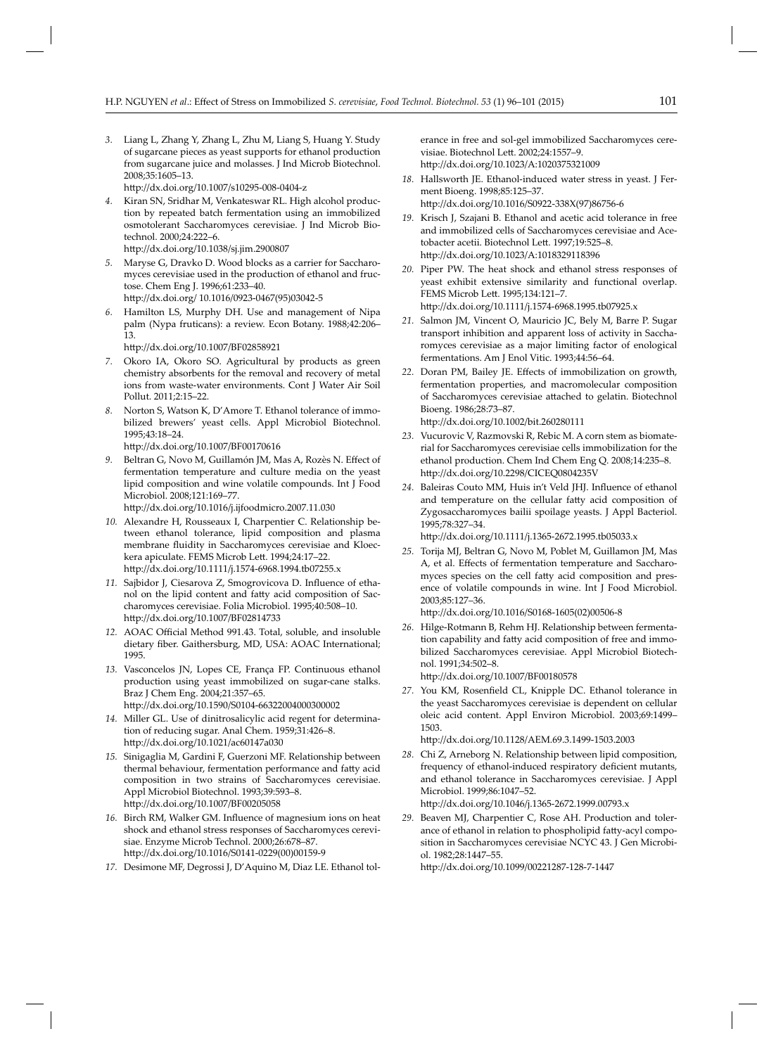3. Liang L, Zhang Y, Zhang L, Zhu M, Liang S, Huang Y. Study of sugarcane pieces as yeast supports for ethanol production from sugarcane juice and molasses. J Ind Microb Biotechnol. 2008;35:1605–13.
http://dx.doi.org/10.1007/s10295-008-0404-z
4. Kiran SN, Sridhar M, Venkateswar RL. High alcohol production by repeated batch fermentation using an immobilized osmotolerant Saccharomyces cerevisiae. J Ind Microb Biotechnol. 2000;24:222–6.
http://dx.doi.org/10.1038/sj.jim.2900807
5. Maryse G, Dravko D. Wood blocks as a carrier for Saccharomyces cerevisiae used in the production of ethanol and fructose. Chem Eng J. 1996;61:233–40.
http://dx.doi.org/ 10.1016/0923-0467(95)03042-5
6. Hamilton LS, Murphy DH. Use and management of Nipa palm (Nypa fruticans): a review. Econ Botany. 1988;42:206–13.
http://dx.doi.org/10.1007/BF02858921
7. Okoro IA, Okoro SO. Agricultural by products as green chemistry absorbents for the removal and recovery of metal ions from waste-water environments. Cont J Water Air Soil Pollut. 2011;2:15–22.
8. Norton S, Watson K, D'Amore T. Ethanol tolerance of immobilized brewers' yeast cells. Appl Microbiol Biotechnol. 1995;43:18–24.
http://dx.doi.org/10.1007/BF00170616
9. Beltran G, Novo M, Guillamón JM, Mas A, Rozès N. Effect of fermentation temperature and culture media on the yeast lipid composition and wine volatile compounds. Int J Food Microbiol. 2008;121:169–77.
http://dx.doi.org/10.1016/j.ijfoodmicro.2007.11.030
10. Alexandre H, Rousseaux I, Charpentier C. Relationship between ethanol tolerance, lipid composition and plasma membrane fluidity in Saccharomyces cerevisiae and Kloeckera apiculate. FEMS Microb Lett. 1994;24:17–22.
http://dx.doi.org/10.1111/j.1574-6968.1994.tb07255.x
11. Sajbidor J, Ciesarova Z, Smogrovicova D. Influence of ethanol on the lipid content and fatty acid composition of Saccharomyces cerevisiae. Folia Microbiol. 1995;40:508–10.
http://dx.doi.org/10.1007/BF02814733
12. AOAC Official Method 991.43. Total, soluble, and insoluble dietary fiber. Gaithersburg, MD, USA: AOAC International; 1995.
13. Vasconcelos JN, Lopes CE, França FP. Continuous ethanol production using yeast immobilized on sugar-cane stalks. Braz J Chem Eng. 2004;21:357–65.
http://dx.doi.org/10.1590/S0104-66322004000300002
14. Miller GL. Use of dinitrosalicylic acid regent for determination of reducing sugar. Anal Chem. 1959;31:426–8.
http://dx.doi.org/10.1021/ac60147a030
15. Sinigaglia M, Gardini F, Guerzoni MF. Relationship between thermal behaviour, fermentation performance and fatty acid composition in two strains of Saccharomyces cerevisiae. Appl Microbiol Biotechnol. 1993;39:593–8.
http://dx.doi.org/10.1007/BF00205058
16. Birch RM, Walker GM. Influence of magnesium ions on heat shock and ethanol stress responses of Saccharomyces cerevisiae. Enzyme Microb Technol. 2000;26:678–87.
http://dx.doi.org/10.1016/S0141-0229(00)00159-9
17. Desimone MF, Degrossi J, D'Aquino M, Diaz LE. Ethanol tolerance in free and sol-gel immobilized Saccharomyces cerevisiae. Biotechnol Lett. 2002;24:1557–9.
http://dx.doi.org/10.1023/A:1020375321009
18. Hallsworth JE. Ethanol-induced water stress in yeast. J Ferment Bioeng. 1998;85:125–37.
http://dx.doi.org/10.1016/S0922-338X(97)86756-6
19. Krisch J, Szajani B. Ethanol and acetic acid tolerance in free and immobilized cells of Saccharomyces cerevisiae and Acetobacter acetii. Biotechnol Lett. 1997;19:525–8.
http://dx.doi.org/10.1023/A:1018329118396
20. Piper PW. The heat shock and ethanol stress responses of yeast exhibit extensive similarity and functional overlap. FEMS Microb Lett. 1995;134:121–7.
http://dx.doi.org/10.1111/j.1574-6968.1995.tb07925.x
21. Salmon JM, Vincent O, Mauricio JC, Bely M, Barre P. Sugar transport inhibition and apparent loss of activity in Saccharomyces cerevisiae as a major limiting factor of enological fermentations. Am J Enol Vitic. 1993;44:56–64.
22. Doran PM, Bailey JE. Effects of immobilization on growth, fermentation properties, and macromolecular composition of Saccharomyces cerevisiae attached to gelatin. Biotechnol Bioeng. 1986;28:73–87.
http://dx.doi.org/10.1002/bit.260280111
23. Vucurovic V, Razmovski R, Rebic M. A corn stem as biomaterial for Saccharomyces cerevisiae cells immobilization for the ethanol production. Chem Ind Chem Eng Q. 2008;14:235–8.
http://dx.doi.org/10.2298/CICEQ0804235V
24. Baleiras Couto MM, Huis in't Veld JHJ. Influence of ethanol and temperature on the cellular fatty acid composition of Zygosaccharomyces bailii spoilage yeasts. J Appl Bacteriol. 1995;78:327–34.
http://dx.doi.org/10.1111/j.1365-2672.1995.tb05033.x
25. Torija MJ, Beltran G, Novo M, Poblet M, Guillamon JM, Mas A, et al. Effects of fermentation temperature and Saccharomyces species on the cell fatty acid composition and presence of volatile compounds in wine. Int J Food Microbiol. 2003;85:127–36.
http://dx.doi.org/10.1016/S0168-1605(02)00506-8
26. Hilge-Rotmann B, Rehm HJ. Relationship between fermentation capability and fatty acid composition of free and immobilized Saccharomyces cerevisiae. Appl Microbiol Biotechnol. 1991;34:502–8.
http://dx.doi.org/10.1007/BF00180578
27. You KM, Rosenfield CL, Knipple DC. Ethanol tolerance in the yeast Saccharomyces cerevisiae is dependent on cellular oleic acid content. Appl Environ Microbiol. 2003;69:1499–1503.
http://dx.doi.org/10.1128/AEM.69.3.1499-1503.2003
28. Chi Z, Arneborg N. Relationship between lipid composition, frequency of ethanol-induced respiratory deficient mutants, and ethanol tolerance in Saccharomyces cerevisiae. J Appl Microbiol. 1999;86:1047–52.
http://dx.doi.org/10.1046/j.1365-2672.1999.00793.x
29. Beaven MJ, Charpentier C, Rose AH. Production and tolerance of ethanol in relation to phospholipid fatty-acyl composition in Saccharomyces cerevisiae NCYC 43. J Gen Microbiol. 1982;28:1447–55.
http://dx.doi.org/10.1099/00221287-128-7-1447